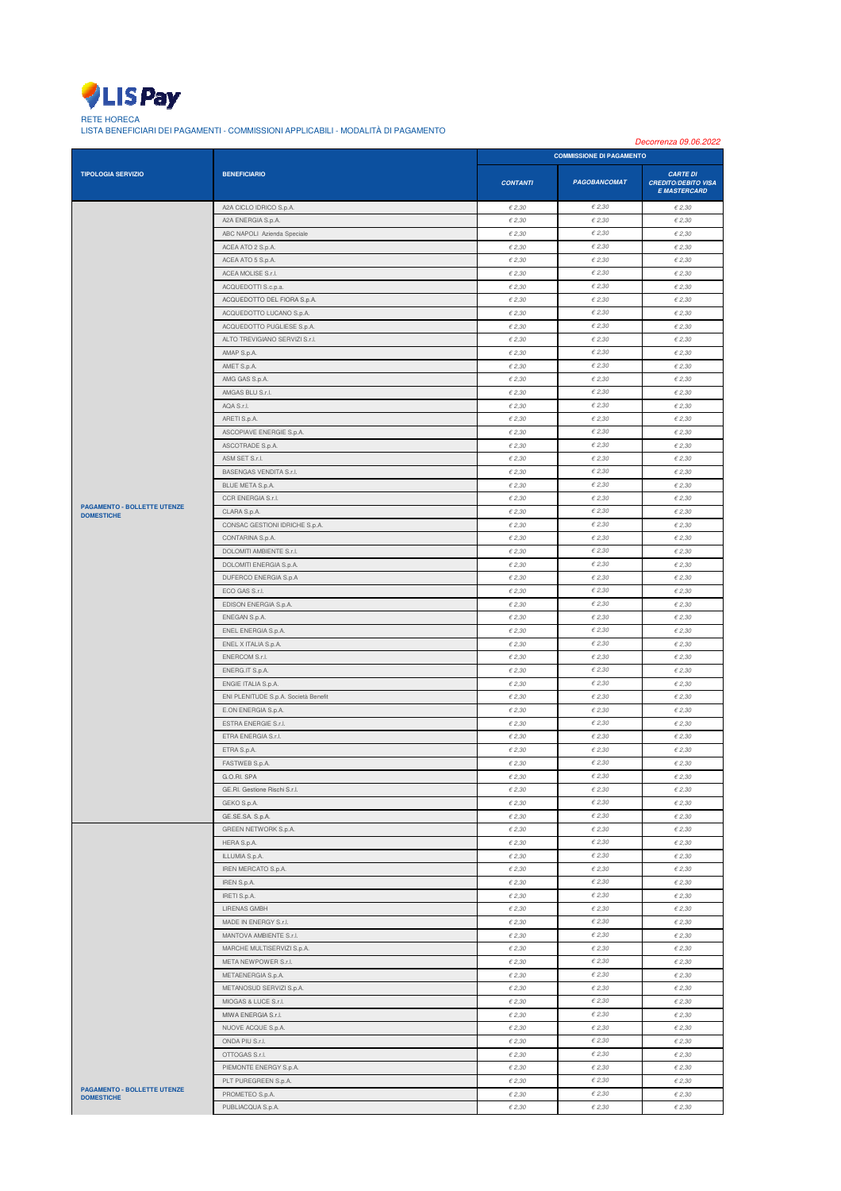LISPay

RETE HORECA

LISTA BENEFICIARI DEI PAGAMENTI - COMMISSIONI APPLICABILI - MODALITÀ DI PAGAMENTO

*Decorrenza 09.06.2022*

| TIPOLOGIA SERVIZIO | BENEFICIARIO | COMMISSIONE DI PAGAMENTO | | |
|---|---|---|---|---|
| | | *CONTANTI* | *PAGOBANCOMAT* | *CARTE DI CREDITO/DEBITO VISA E MASTERCARD* |
| **PAGAMENTO - BOLLETTE UTENZE DOMESTICHE** | A2A CICLO IDRICO S.p.A. | *€ 2,30* | *€ 2,30* | *€ 2,30* |
| | A2A ENERGIA S.p.A. | *€ 2,30* | *€ 2,30* | *€ 2,30* |
| | ABC NAPOLI Azienda Speciale | *€ 2,30* | *€ 2,30* | *€ 2,30* |
| | ACEA ATO 2 S.p.A. | *€ 2,30* | *€ 2,30* | *€ 2,30* |
| | ACEA ATO 5 S.p.A. | *€ 2,30* | *€ 2,30* | *€ 2,30* |
| | ACEA MOLISE S.r.l. | *€ 2,30* | *€ 2,30* | *€ 2,30* |
| | ACQUEDOTTI S.c.p.a. | *€ 2,30* | *€ 2,30* | *€ 2,30* |
| | ACQUEDOTTO DEL FIORA S.p.A. | *€ 2,30* | *€ 2,30* | *€ 2,30* |
| | ACQUEDOTTO LUCANO S.p.A. | *€ 2,30* | *€ 2,30* | *€ 2,30* |
| | ACQUEDOTTO PUGLIESE S.p.A. | *€ 2,30* | *€ 2,30* | *€ 2,30* |
| | ALTO TREVIGIANO SERVIZI S.r.l. | *€ 2,30* | *€ 2,30* | *€ 2,30* |
| | AMAP S.p.A. | *€ 2,30* | *€ 2,30* | *€ 2,30* |
| | AMET S.p.A. | *€ 2,30* | *€ 2,30* | *€ 2,30* |
| | AMG GAS S.p.A. | *€ 2,30* | *€ 2,30* | *€ 2,30* |
| | AMGAS BLU S.r.l. | *€ 2,30* | *€ 2,30* | *€ 2,30* |
| | AQA S.r.l. | *€ 2,30* | *€ 2,30* | *€ 2,30* |
| | ARETI S.p.A. | *€ 2,30* | *€ 2,30* | *€ 2,30* |
| | ASCOPIAVE ENERGIE S.p.A. | *€ 2,30* | *€ 2,30* | *€ 2,30* |
| | ASCOTRADE S.p.A. | *€ 2,30* | *€ 2,30* | *€ 2,30* |
| | ASM SET S.r.l. | *€ 2,30* | *€ 2,30* | *€ 2,30* |
| | BASENGAS VENDITA S.r.l. | *€ 2,30* | *€ 2,30* | *€ 2,30* |
| | BLUE META S.p.A. | *€ 2,30* | *€ 2,30* | *€ 2,30* |
| | CCR ENERGIA S.r.l. | *€ 2,30* | *€ 2,30* | *€ 2,30* |
| | CLARA S.p.A. | *€ 2,30* | *€ 2,30* | *€ 2,30* |
| | CONSAC GESTIONI IDRICHE S.p.A. | *€ 2,30* | *€ 2,30* | *€ 2,30* |
| | CONTARINA S.p.A. | *€ 2,30* | *€ 2,30* | *€ 2,30* |
| | DOLOMITI AMBIENTE S.r.l. | *€ 2,30* | *€ 2,30* | *€ 2,30* |
| | DOLOMITI ENERGIA S.p.A. | *€ 2,30* | *€ 2,30* | *€ 2,30* |
| | DUFERCO ENERGIA S.p.A | *€ 2,30* | *€ 2,30* | *€ 2,30* |
| | ECO GAS S.r.l. | *€ 2,30* | *€ 2,30* | *€ 2,30* |
| | EDISON ENERGIA S.p.A. | *€ 2,30* | *€ 2,30* | *€ 2,30* |
| | ENEGAN S.p.A. | *€ 2,30* | *€ 2,30* | *€ 2,30* |
| | ENEL ENERGIA S.p.A. | *€ 2,30* | *€ 2,30* | *€ 2,30* |
| | ENEL X ITALIA S.p.A. | *€ 2,30* | *€ 2,30* | *€ 2,30* |
| | ENERCOM S.r.l. | *€ 2,30* | *€ 2,30* | *€ 2,30* |
| | ENERG.IT S.p.A. | *€ 2,30* | *€ 2,30* | *€ 2,30* |
| | ENGIE ITALIA S.p.A. | *€ 2,30* | *€ 2,30* | *€ 2,30* |
| | ENI PLENITUDE S.p.A. Società Benefit | *€ 2,30* | *€ 2,30* | *€ 2,30* |
| | E.ON ENERGIA S.p.A. | *€ 2,30* | *€ 2,30* | *€ 2,30* |
| | ESTRA ENERGIE S.r.l. | *€ 2,30* | *€ 2,30* | *€ 2,30* |
| | ETRA ENERGIA S.r.l. | *€ 2,30* | *€ 2,30* | *€ 2,30* |
| | ETRA S.p.A. | *€ 2,30* | *€ 2,30* | *€ 2,30* |
| | FASTWEB S.p.A. | *€ 2,30* | *€ 2,30* | *€ 2,30* |
| | G.O.RI. SPA | *€ 2,30* | *€ 2,30* | *€ 2,30* |
| | GE.RI. Gestione Rischi S.r.l. | *€ 2,30* | *€ 2,30* | *€ 2,30* |
| | GEKO S.p.A. | *€ 2,30* | *€ 2,30* | *€ 2,30* |
| | GE.SE.SA. S.p.A. | *€ 2,30* | *€ 2,30* | *€ 2,30* |
| **PAGAMENTO - BOLLETTE UTENZE DOMESTICHE** | GREEN NETWORK S.p.A. | *€ 2,30* | *€ 2,30* | *€ 2,30* |
| | HERA S.p.A. | *€ 2,30* | *€ 2,30* | *€ 2,30* |
| | ILLUMIA S.p.A. | *€ 2,30* | *€ 2,30* | *€ 2,30* |
| | IREN MERCATO S.p.A. | *€ 2,30* | *€ 2,30* | *€ 2,30* |
| | IREN S.p.A. | *€ 2,30* | *€ 2,30* | *€ 2,30* |
| | IRETI S.p.A. | *€ 2,30* | *€ 2,30* | *€ 2,30* |
| | LIRENAS GMBH | *€ 2,30* | *€ 2,30* | *€ 2,30* |
| | MADE IN ENERGY S.r.l. | *€ 2,30* | *€ 2,30* | *€ 2,30* |
| | MANTOVA AMBIENTE S.r.l. | *€ 2,30* | *€ 2,30* | *€ 2,30* |
| | MARCHE MULTISERVIZI S.p.A. | *€ 2,30* | *€ 2,30* | *€ 2,30* |
| | META NEWPOWER S.r.l. | *€ 2,30* | *€ 2,30* | *€ 2,30* |
| | METAENERGIA S.p.A. | *€ 2,30* | *€ 2,30* | *€ 2,30* |
| | METANOSUD SERVIZI S.p.A. | *€ 2,30* | *€ 2,30* | *€ 2,30* |
| | MIOGAS & LUCE S.r.l. | *€ 2,30* | *€ 2,30* | *€ 2,30* |
| | MIWA ENERGIA S.r.l. | *€ 2,30* | *€ 2,30* | *€ 2,30* |
| | NUOVE ACQUE S.p.A. | *€ 2,30* | *€ 2,30* | *€ 2,30* |
| | ONDA PIU S.r.l. | *€ 2,30* | *€ 2,30* | *€ 2,30* |
| | OTTOGAS S.r.l. | *€ 2,30* | *€ 2,30* | *€ 2,30* |
| | PIEMONTE ENERGY S.p.A. | *€ 2,30* | *€ 2,30* | *€ 2,30* |
| | PLT PUREGREEN S.p.A. | *€ 2,30* | *€ 2,30* | *€ 2,30* |
| | PROMETEO S.p.A. | *€ 2,30* | *€ 2,30* | *€ 2,30* |
| | PUBLIACQUA S.p.A. | *€ 2,30* | *€ 2,30* | *€ 2,30* |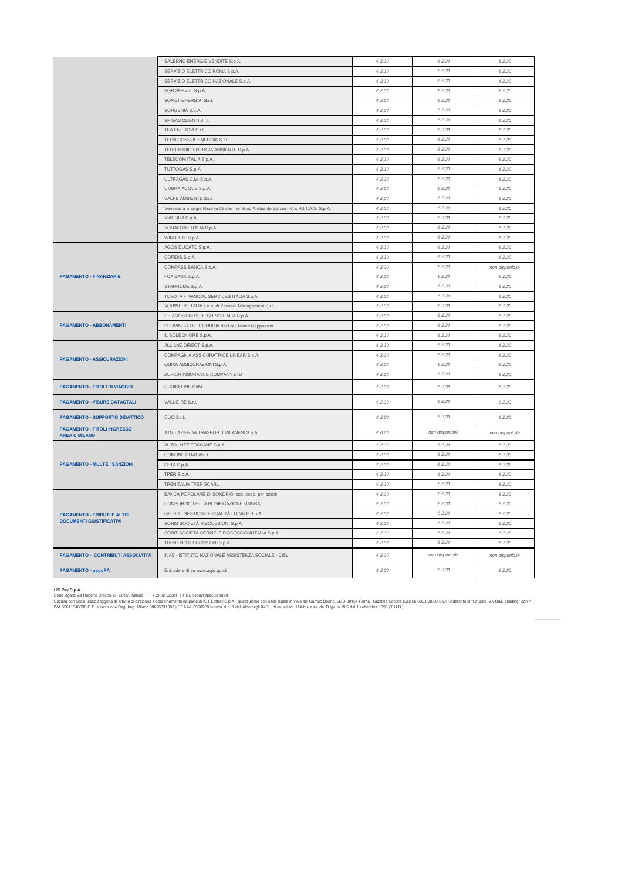| | | | | |
|---|---|---|---|---|
| | SALERNO ENERGIE VENDITE S.p.A. | € 2,30 | € 2,30 | € 2,30 |
| | SERVIZIO ELETTRICO ROMA S.p.A. | € 2,30 | € 2,30 | € 2,30 |
| | SERVIZIO ELETTRICO NAZIONALE S.p.A. | € 2,30 | € 2,30 | € 2,30 |
| | SGR SERVIZI S.p.A. | € 2,30 | € 2,30 | € 2,30 |
| | SOMET ENERGIA S.r.l. | € 2,30 | € 2,30 | € 2,30 |
| | SORGENIA S.p.A. | € 2,30 | € 2,30 | € 2,30 |
| | SPIGAS CLIENTI S.r.l. | € 2,30 | € 2,30 | € 2,30 |
| | TEA ENERGIA S.r.l. | € 2,30 | € 2,30 | € 2,30 |
| | TECNICONSUL ENERGIA S.r.l. | € 2,30 | € 2,30 | € 2,30 |
| | TERRITORIO ENERGIA AMBIENTE S.p.A. | € 2,30 | € 2,30 | € 2,30 |
| | TELECOM ITALIA S.p.A. | € 2,30 | € 2,30 | € 2,30 |
| | TUTTOGAS S.p.A. | € 2,30 | € 2,30 | € 2,30 |
| | ULTRAGAS C.M. S.p.A. | € 2,30 | € 2,30 | € 2,30 |
| | UMBRA ACQUE S.p.A. | € 2,30 | € 2,30 | € 2,30 |
| | VALPE AMBIENTE S.r.l. | € 2,30 | € 2,30 | € 2,30 |
| | Veneziana Energie Risorse Idriche Territorio Ambiente Servizi - V.E.R.I.T.A.S. S.p.A. | € 2,30 | € 2,30 | € 2,30 |
| | VIACQUA S.p.A. | € 2,30 | € 2,30 | € 2,30 |
| | VODAFONE ITALIA S.p.A. | € 2,30 | € 2,30 | € 2,30 |
| | WIND TRE S.p.A. | € 2,30 | € 2,30 | € 2,30 |
| **PAGAMENTO - FINANZIARIE** | AGOS DUCATO S.p.A. | € 2,30 | € 2,30 | € 2,30 |
| | COFIDIS S.p.A. | € 2,30 | € 2,30 | € 2,30 |
| | COMPASS BANCA S.p.A. | € 2,30 | € 2,30 | *non disponibile* |
| | FCA BANK S.p.A. | € 2,30 | € 2,30 | € 2,30 |
| | STANHOME S.p.A. | € 2,30 | € 2,30 | € 2,30 |
| | TOYOTA FINANCIAL SERVICES ITALIA S.p.A. | € 2,30 | € 2,30 | € 2,30 |
| | VORWERK ITALIA s.a.s. di Vorwerk Management S.r.l. | € 2,30 | € 2,30 | € 2,30 |
| **PAGAMENTO - ABBONAMENTI** | DE AGOSTINI PUBLISHING ITALIA S.p.A. | € 2,30 | € 2,30 | € 2,30 |
| | PROVINCIA DELL'UMBRIA dei Frati Minori Cappuccini | € 2,30 | € 2,30 | € 2,30 |
| | IL SOLE 24 ORE S.p.A. | € 2,30 | € 2,30 | € 2,30 |
| **PAGAMENTO - ASSICURAZIONI** | ALLIANZ DIRECT S.p.A. | € 2,30 | € 2,30 | € 2,30 |
| | COMPAGNIA ASSICURATRICE LINEAR S.p.A. | € 2,30 | € 2,30 | € 2,30 |
| | QUIXA ASSICURAZIONI S.p.A. | € 2,30 | € 2,30 | € 2,30 |
| | ZURICH INSURANCE COMPANY LTD | € 2,30 | € 2,30 | € 2,30 |
| **PAGAMENTO - TITOLI DI VIAGGIO** | CRUISELINE SAM | € 2,30 | € 2,30 | € 2,30 |
| **PAGAMENTO - VISURE CATASTALI** | VALUE-RE S.r.l. | € 2,30 | € 2,30 | € 2,30 |
| **PAGAMENTO - SUPPORTO DIDATTICO** | CLIO S.r.l. | € 2,30 | € 2,30 | € 2,30 |
| **PAGAMENTO - TITOLI INGRESSO AREA C MILANO** | ATM - AZIENDA TRASPORTI MILANESI S.p.A. | € 0,00 | *non disponibile* | *non disponibile* |
| **PAGAMENTO - MULTE / SANZIONI** | AUTOLINEE TOSCANE S.p.A. | € 2,30 | € 2,30 | € 2,30 |
| | COMUNE DI MILANO | € 2,30 | € 2,30 | € 2,30 |
| | SETA S.p.A. | € 2,30 | € 2,30 | € 2,30 |
| | TPER S.p.A. | € 2,30 | € 2,30 | € 2,30 |
| | TRENITALIA TPER SCARL | € 2,30 | € 2,30 | € 2,30 |
| **PAGAMENTO - TRIBUTI E ALTRI DOCUMENTI GIUSTIFICATIVI** | BANCA POPOLARE DI SONDRIO soc. coop. per azioni | € 2,30 | € 2,30 | € 2,30 |
| | CONSORZIO DELLA BONIFICAZIONE UMBRA | € 2,30 | € 2,30 | € 2,30 |
| | GE.FI. L. GESTIONE FISCALITÀ LOCALE S.p.A. | € 2,30 | € 2,30 | € 2,30 |
| | SORIS SOCIETÀ RISCOSSIONI S.p.A. | € 2,30 | € 2,30 | € 2,30 |
| | SORIT SOCIETÀ SERVIZI E RISCOSSIONI ITALIA S.p.A. | € 2,30 | € 2,30 | € 2,30 |
| | TRENTINO RISCOSSIONI S.p.A. | € 2,30 | € 2,30 | € 2,30 |
| **PAGAMENTO - CONTRIBUTI ASSOCIATIVI** | INAS - ISTITUTO NAZIONALE ASSISTENZA SOCIALE - CISL | € 2,30 | *non disponibile* | *non disponibile* |
| **PAGAMENTO - pagoPA** | Enti aderenti su www.agid.gov.it | € 2,30 | € 2,30 | € 2,30 |

**LIS Pay S.p.A.**
Sede legale: via Roberto Bracco, 6 - 20159 Milano | T +39 02 22201 | PEC lispay@pec.lispay.it
Società con socio unico soggetta all'attività di direzione e coordinamento da parte di IGT Lottery S.p.A., quest'ultima con sede legale in viale del Campo Boario, 56/D 00154 Roma | Capitale Sociale euro 56.600.000,00 (i.v.) | Aderente al "Gruppo IVA B&D Holding" con P. IVA 02611940038 C.F. e Iscrizione Reg. Imp. Milano 08658331007 | REA MI-2566220 Iscritta al n. 1 dell'Albo degli IMEL, di cui all'art. 114-bis e ss. del D.lgs. n. 385 del 1 settembre 1993 (T.U.B.).